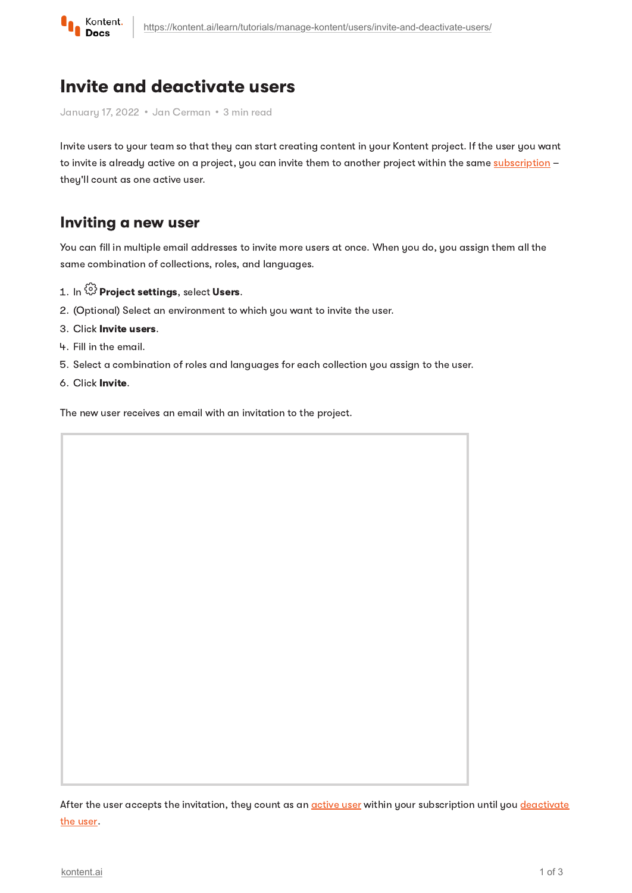# Invite and deactivate users

January 17, 2022 • Jan Cerman • 3 min read

Invite users to your team so that they can start creating content in your Kontent project. If the user you want to invite is already active on a project, you can invite them to another project within the same subscription – they'll count as one active user.

## Inviting a new user

You can fill in multiple email addresses to invite more users at once. When you do, you assign them all the same combination of collections, roles, and languages.

1. In **Project settings**, select **Users**.
2. (Optional) Select an environment to which you want to invite the user.
3. Click **Invite users**.
4. Fill in the email.
5. Select a combination of roles and languages for each collection you assign to the user.
6. Click **Invite**.

The new user receives an email with an invitation to the project.

After the user accepts the invitation, they count as an active user within your subscription until you deactivate the user.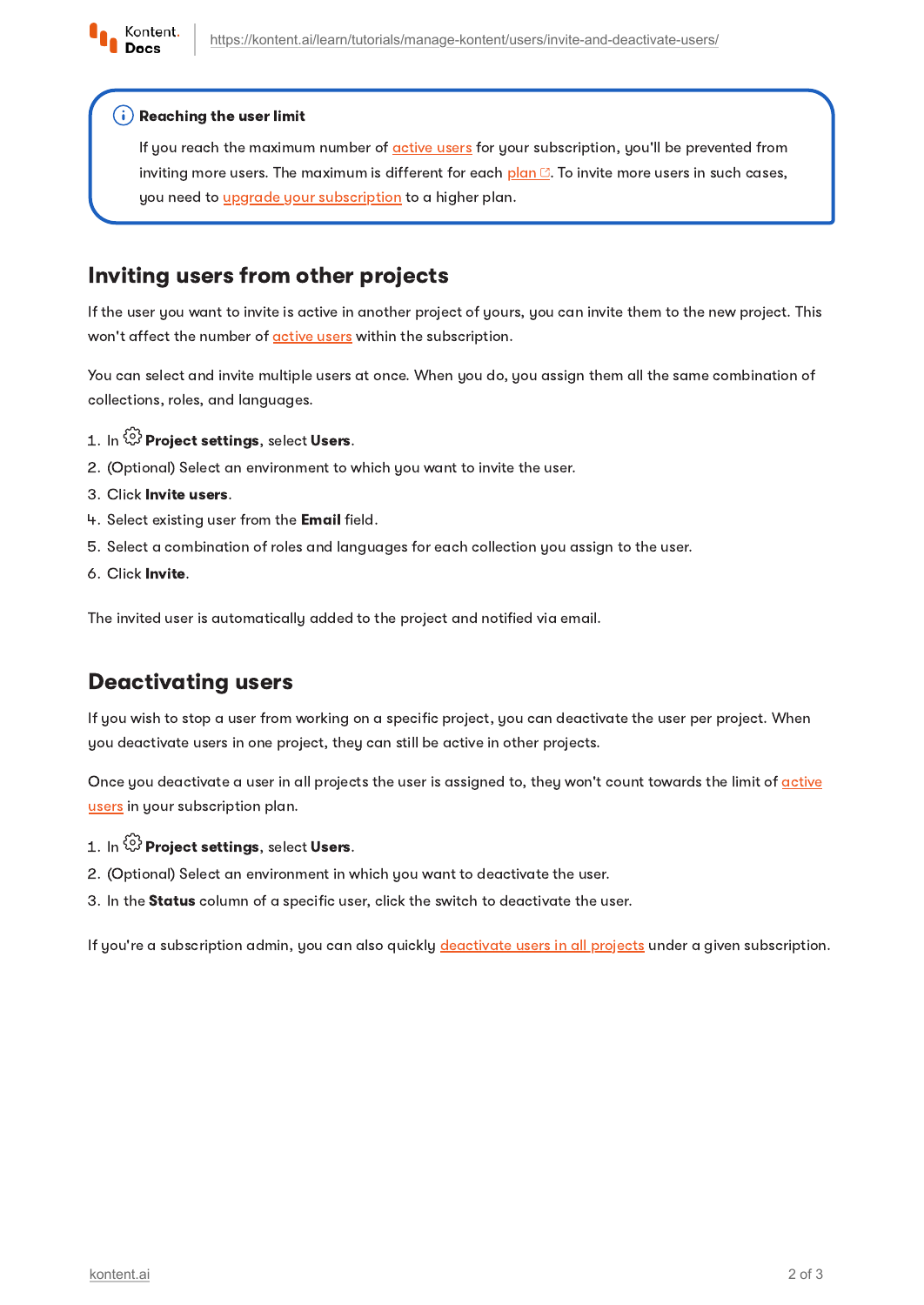> **Reaching the user limit**
>
> If you reach the maximum number of active users for your subscription, you'll be prevented from inviting more users. The maximum is different for each plan. To invite more users in such cases, you need to upgrade your subscription to a higher plan.

## Inviting users from other projects

If the user you want to invite is active in another project of yours, you can invite them to the new project. This won't affect the number of active users within the subscription.

You can select and invite multiple users at once. When you do, you assign them all the same combination of collections, roles, and languages.

1. In **Project settings**, select **Users**.
2. (Optional) Select an environment to which you want to invite the user.
3. Click **Invite users**.
4. Select existing user from the **Email** field.
5. Select a combination of roles and languages for each collection you assign to the user.
6. Click **Invite**.

The invited user is automatically added to the project and notified via email.

## Deactivating users

If you wish to stop a user from working on a specific project, you can deactivate the user per project. When you deactivate users in one project, they can still be active in other projects.

Once you deactivate a user in all projects the user is assigned to, they won't count towards the limit of active users in your subscription plan.

1. In **Project settings**, select **Users**.
2. (Optional) Select an environment in which you want to deactivate the user.
3. In the **Status** column of a specific user, click the switch to deactivate the user.

If you're a subscription admin, you can also quickly deactivate users in all projects under a given subscription.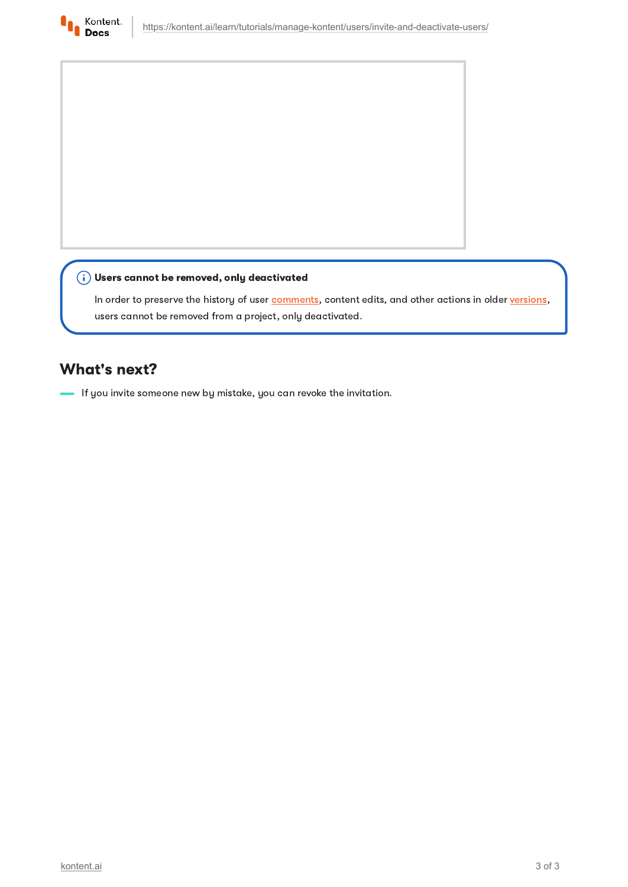**Users cannot be removed, only deactivated**

In order to preserve the history of user comments, content edits, and other actions in older versions, users cannot be removed from a project, only deactivated.

## What's next?

- If you invite someone new by mistake, you can revoke the invitation.